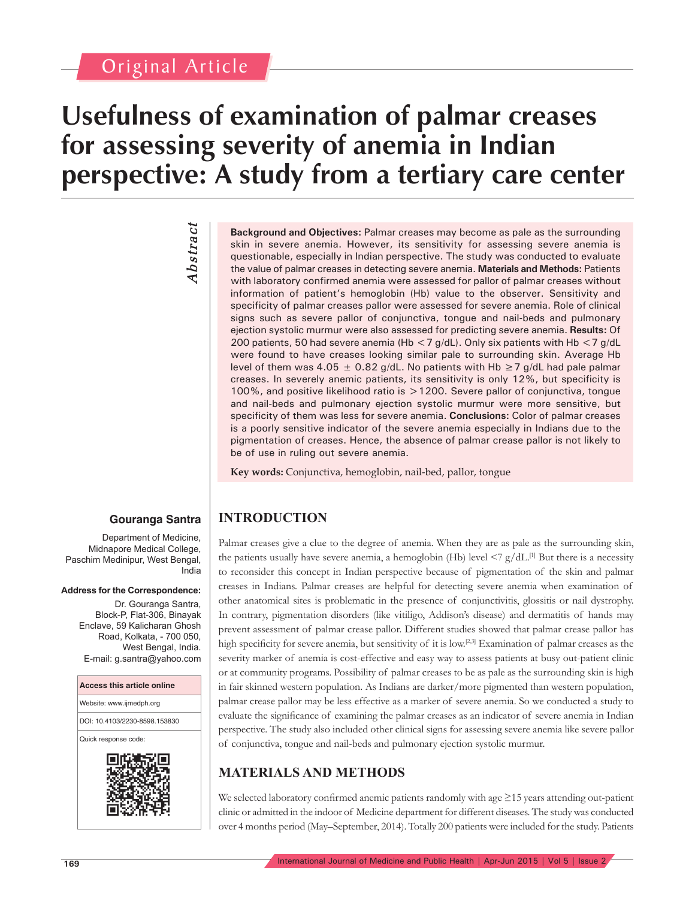Original Article

# Usefulness of examination of palmar creases for assessing severity of anemia in Indian perspective: A study from a tertiary care center

*Abstract*

**Background and Objectives:** Palmar creases may become as pale as the surrounding skin in severe anemia. However, its sensitivity for assessing severe anemia is questionable, especially in Indian perspective. The study was conducted to evaluate the value of palmar creases in detecting severe anemia. **Materials and Methods:** Patients with laboratory confirmed anemia were assessed for pallor of palmar creases without information of patient's hemoglobin (Hb) value to the observer. Sensitivity and specificity of palmar creases pallor were assessed for severe anemia. Role of clinical signs such as severe pallor of conjunctiva, tongue and nail-beds and pulmonary ejection systolic murmur were also assessed for predicting severe anemia. **Results:** Of 200 patients, 50 had severe anemia (Hb <7 g/dL). Only six patients with Hb <7 g/dL were found to have creases looking similar pale to surrounding skin. Average Hb level of them was 4.05 ± 0.82 g/dL. No patients with Hb ≥7 g/dL had pale palmar creases. In severely anemic patients, its sensitivity is only 12%, but specificity is 100%, and positive likelihood ratio is >1200. Severe pallor of conjunctiva, tongue and nail-beds and pulmonary ejection systolic murmur were more sensitive, but specificity of them was less for severe anemia. **Conclusions:** Color of palmar creases is a poorly sensitive indicator of the severe anemia especially in Indians due to the pigmentation of creases. Hence, the absence of palmar crease pallor is not likely to be of use in ruling out severe anemia.

**Key words:** Conjunctiva, hemoglobin, nail-bed, pallor, tongue

**Gouranga Santra**

Department of Medicine, Midnapore Medical College, Paschim Medinipur, West Bengal, India

**Address for the Correspondence:**

Dr. Gouranga Santra, Block-P, Flat-306, Binayak Enclave, 59 Kalicharan Ghosh Road, Kolkata, - 700 050, West Bengal, India.
E-mail: g.santra@yahoo.com

| Access this article online |
|---|
| Website: www.ijmedph.org |
| DOI: 10.4103/2230-8598.153830 |
| Quick response code: |

## INTRODUCTION

Palmar creases give a clue to the degree of anemia. When they are as pale as the surrounding skin, the patients usually have severe anemia, a hemoglobin (Hb) level <7 g/dL.[1] But there is a necessity to reconsider this concept in Indian perspective because of pigmentation of the skin and palmar creases in Indians. Palmar creases are helpful for detecting severe anemia when examination of other anatomical sites is problematic in the presence of conjunctivitis, glossitis or nail dystrophy. In contrary, pigmentation disorders (like vitiligo, Addison's disease) and dermatitis of hands may prevent assessment of palmar crease pallor. Different studies showed that palmar crease pallor has high specificity for severe anemia, but sensitivity of it is low.[2,3] Examination of palmar creases as the severity marker of anemia is cost-effective and easy way to assess patients at busy out-patient clinic or at community programs. Possibility of palmar creases to be as pale as the surrounding skin is high in fair skinned western population. As Indians are darker/more pigmented than western population, palmar crease pallor may be less effective as a marker of severe anemia. So we conducted a study to evaluate the significance of examining the palmar creases as an indicator of severe anemia in Indian perspective. The study also included other clinical signs for assessing severe anemia like severe pallor of conjunctiva, tongue and nail-beds and pulmonary ejection systolic murmur.

## MATERIALS AND METHODS

We selected laboratory confirmed anemic patients randomly with age ≥15 years attending out-patient clinic or admitted in the indoor of Medicine department for different diseases. The study was conducted over 4 months period (May–September, 2014). Totally 200 patients were included for the study. Patients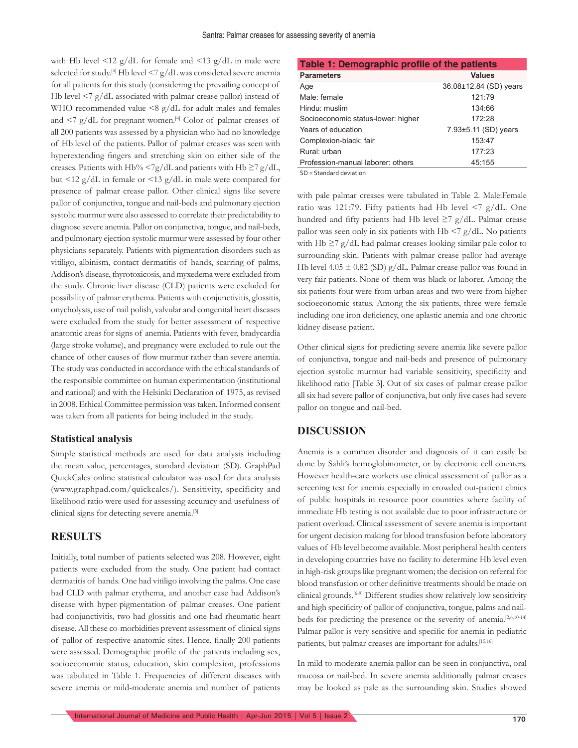with Hb level <12 g/dL for female and <13 g/dL in male were selected for study.[4] Hb level <7 g/dL was considered severe anemia for all patients for this study (considering the prevailing concept of Hb level <7 g/dL associated with palmar crease pallor) instead of WHO recommended value <8 g/dL for adult males and females and <7 g/dL for pregnant women.[4] Color of palmar creases of all 200 patients was assessed by a physician who had no knowledge of Hb level of the patients. Pallor of palmar creases was seen with hyperextending fingers and stretching skin on either side of the creases. Patients with Hb% <7g/dL and patients with Hb ≥7 g/dL, but <12 g/dL in female or <13 g/dL in male were compared for presence of palmar crease pallor. Other clinical signs like severe pallor of conjunctiva, tongue and nail-beds and pulmonary ejection systolic murmur were also assessed to correlate their predictability to diagnose severe anemia. Pallor on conjunctiva, tongue, and nail-beds, and pulmonary ejection systolic murmur were assessed by four other physicians separately. Patients with pigmentation disorders such as vitiligo, albinism, contact dermatitis of hands, scarring of palms, Addison's disease, thyrotoxicosis, and myxedema were excluded from the study. Chronic liver disease (CLD) patients were excluded for possibility of palmar erythema. Patients with conjunctivitis, glossitis, onycholysis, use of nail polish, valvular and congenital heart diseases were excluded from the study for better assessment of respective anatomic areas for signs of anemia. Patients with fever, bradycardia (large stroke volume), and pregnancy were excluded to rule out the chance of other causes of flow murmur rather than severe anemia. The study was conducted in accordance with the ethical standards of the responsible committee on human experimentation (institutional and national) and with the Helsinki Declaration of 1975, as revised in 2008. Ethical Committee permission was taken. Informed consent was taken from all patients for being included in the study.

### Statistical analysis

Simple statistical methods are used for data analysis including the mean value, percentages, standard deviation (SD). GraphPad QuickCalcs online statistical calculator was used for data analysis (www.graphpad.com/quickcalcs/). Sensitivity, specificity and likelihood ratio were used for assessing accuracy and usefulness of clinical signs for detecting severe anemia.[5]

## RESULTS

Initially, total number of patients selected was 208. However, eight patients were excluded from the study. One patient had contact dermatitis of hands. One had vitiligo involving the palms. One case had CLD with palmar erythema, and another case had Addison's disease with hyper-pigmentation of palmar creases. One patient had conjunctivitis, two had glossitis and one had rheumatic heart disease. All these co-morbidities prevent assessment of clinical signs of pallor of respective anatomic sites. Hence, finally 200 patients were assessed. Demographic profile of the patients including sex, socioeconomic status, education, skin complexion, professions was tabulated in Table 1. Frequencies of different diseases with severe anemia or mild-moderate anemia and number of patients with pale palmar creases were tabulated in Table 2. Male:Female ratio was 121:79. Fifty patients had Hb level <7 g/dL. One hundred and fifty patients had Hb level ≥7 g/dL. Palmar crease pallor was seen only in six patients with Hb <7 g/dL. No patients with Hb ≥7 g/dL had palmar creases looking similar pale color to surrounding skin. Patients with palmar crease pallor had average Hb level 4.05 ± 0.82 (SD) g/dL. Palmar crease pallor was found in very fair patients. None of them was black or laborer. Among the six patients four were from urban areas and two were from higher socioeconomic status. Among the six patients, three were female including one iron deficiency, one aplastic anemia and one chronic kidney disease patient.

**Table 1: Demographic profile of the patients**

| Parameters | Values |
|---|---|
| Age | 36.08±12.84 (SD) years |
| Male: female | 121:79 |
| Hindu: muslim | 134:66 |
| Socioeconomic status-lower: higher | 172:28 |
| Years of education | 7.93±5.11 (SD) years |
| Complexion-black: fair | 153:47 |
| Rural: urban | 177:23 |
| Profession-manual laborer: others | 45:155 |

SD = Standard deviation

Other clinical signs for predicting severe anemia like severe pallor of conjunctiva, tongue and nail-beds and presence of pulmonary ejection systolic murmur had variable sensitivity, specificity and likelihood ratio [Table 3]. Out of six cases of palmar crease pallor all six had severe pallor of conjunctiva, but only five cases had severe pallor on tongue and nail-bed.

## DISCUSSION

Anemia is a common disorder and diagnosis of it can easily be done by Sahli's hemoglobinometer, or by electronic cell counters. However health-care workers use clinical assessment of pallor as a screening test for anemia especially in crowded out-patient clinics of public hospitals in resource poor countries where facility of immediate Hb testing is not available due to poor infrastructure or patient overload. Clinical assessment of severe anemia is important for urgent decision making for blood transfusion before laboratory values of Hb level become available. Most peripheral health centers in developing countries have no facility to determine Hb level even in high-risk groups like pregnant women; the decision on referral for blood transfusion or other definitive treatments should be made on clinical grounds.[6-9] Different studies show relatively low sensitivity and high specificity of pallor of conjunctiva, tongue, palms and nail-beds for predicting the presence or the severity of anemia.[2,6,10-14] Palmar pallor is very sensitive and specific for anemia in pediatric patients, but palmar creases are important for adults.[15,16]

In mild to moderate anemia pallor can be seen in conjunctiva, oral mucosa or nail-bed. In severe anemia additionally palmar creases may be looked as pale as the surrounding skin. Studies showed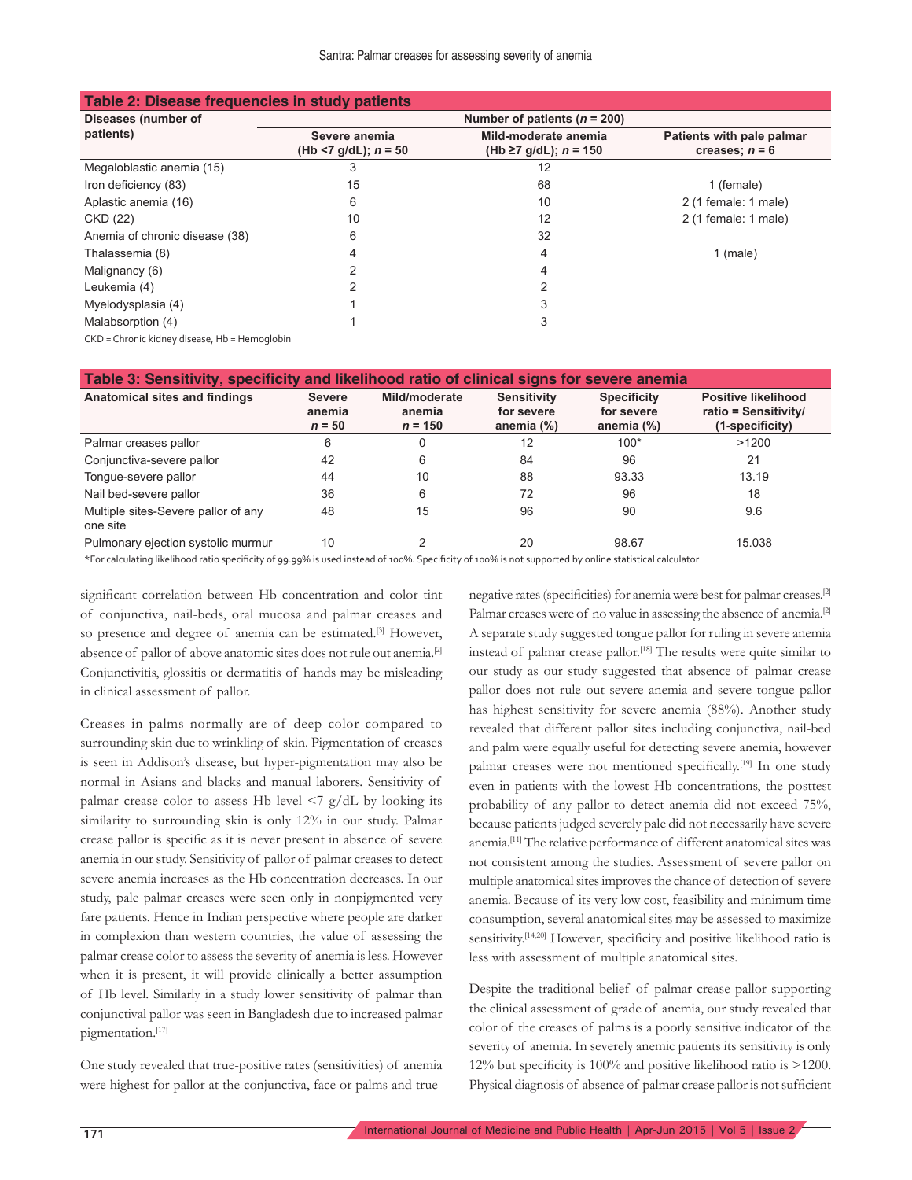**Table 2: Disease frequencies in study patients**

| Diseases (number of patients) | Number of patients (*n* = 200) | | |
|---|---|---|---|
| | Severe anemia (Hb <7 g/dL); *n* = 50 | Mild-moderate anemia (Hb ≥7 g/dL); *n* = 150 | Patients with pale palmar creases; *n* = 6 |
| Megaloblastic anemia (15) | 3 | 12 | |
| Iron deficiency (83) | 15 | 68 | 1 (female) |
| Aplastic anemia (16) | 6 | 10 | 2 (1 female: 1 male) |
| CKD (22) | 10 | 12 | 2 (1 female: 1 male) |
| Anemia of chronic disease (38) | 6 | 32 | |
| Thalassemia (8) | 4 | 4 | 1 (male) |
| Malignancy (6) | 2 | 4 | |
| Leukemia (4) | 2 | 2 | |
| Myelodysplasia (4) | 1 | 3 | |
| Malabsorption (4) | 1 | 3 | |

CKD = Chronic kidney disease, Hb = Hemoglobin

**Table 3: Sensitivity, specificity and likelihood ratio of clinical signs for severe anemia**

| Anatomical sites and findings | Severe anemia *n* = 50 | Mild/moderate anemia *n* = 150 | Sensitivity for severe anemia (%) | Specificity for severe anemia (%) | Positive likelihood ratio = Sensitivity/ (1-specificity) |
|---|---|---|---|---|---|
| Palmar creases pallor | 6 | 0 | 12 | 100* | >1200 |
| Conjunctiva-severe pallor | 42 | 6 | 84 | 96 | 21 |
| Tongue-severe pallor | 44 | 10 | 88 | 93.33 | 13.19 |
| Nail bed-severe pallor | 36 | 6 | 72 | 96 | 18 |
| Multiple sites-Severe pallor of any one site | 48 | 15 | 96 | 90 | 9.6 |
| Pulmonary ejection systolic murmur | 10 | 2 | 20 | 98.67 | 15.038 |

*For calculating likelihood ratio specificity of 99.99% is used instead of 100%. Specificity of 100% is not supported by online statistical calculator

significant correlation between Hb concentration and color tint of conjunctiva, nail-beds, oral mucosa and palmar creases and so presence and degree of anemia can be estimated.[3] However, absence of pallor of above anatomic sites does not rule out anemia.[2] Conjunctivitis, glossitis or dermatitis of hands may be misleading in clinical assessment of pallor.

Creases in palms normally are of deep color compared to surrounding skin due to wrinkling of skin. Pigmentation of creases is seen in Addison's disease, but hyper-pigmentation may also be normal in Asians and blacks and manual laborers. Sensitivity of palmar crease color to assess Hb level <7 g/dL by looking its similarity to surrounding skin is only 12% in our study. Palmar crease pallor is specific as it is never present in absence of severe anemia in our study. Sensitivity of pallor of palmar creases to detect severe anemia increases as the Hb concentration decreases. In our study, pale palmar creases were seen only in nonpigmented very fare patients. Hence in Indian perspective where people are darker in complexion than western countries, the value of assessing the palmar crease color to assess the severity of anemia is less. However when it is present, it will provide clinically a better assumption of Hb level. Similarly in a study lower sensitivity of palmar than conjunctival pallor was seen in Bangladesh due to increased palmar pigmentation.[17]

One study revealed that true-positive rates (sensitivities) of anemia were highest for pallor at the conjunctiva, face or palms and true-negative rates (specificities) for anemia were best for palmar creases.[2] Palmar creases were of no value in assessing the absence of anemia.[2] A separate study suggested tongue pallor for ruling in severe anemia instead of palmar crease pallor.[18] The results were quite similar to our study as our study suggested that absence of palmar crease pallor does not rule out severe anemia and severe tongue pallor has highest sensitivity for severe anemia (88%). Another study revealed that different pallor sites including conjunctiva, nail-bed and palm were equally useful for detecting severe anemia, however palmar creases were not mentioned specifically.[19] In one study even in patients with the lowest Hb concentrations, the posttest probability of any pallor to detect anemia did not exceed 75%, because patients judged severely pale did not necessarily have severe anemia.[11] The relative performance of different anatomical sites was not consistent among the studies. Assessment of severe pallor on multiple anatomical sites improves the chance of detection of severe anemia. Because of its very low cost, feasibility and minimum time consumption, several anatomical sites may be assessed to maximize sensitivity.[14,20] However, specificity and positive likelihood ratio is less with assessment of multiple anatomical sites.

Despite the traditional belief of palmar crease pallor supporting the clinical assessment of grade of anemia, our study revealed that color of the creases of palms is a poorly sensitive indicator of the severity of anemia. In severely anemic patients its sensitivity is only 12% but specificity is 100% and positive likelihood ratio is >1200. Physical diagnosis of absence of palmar crease pallor is not sufficient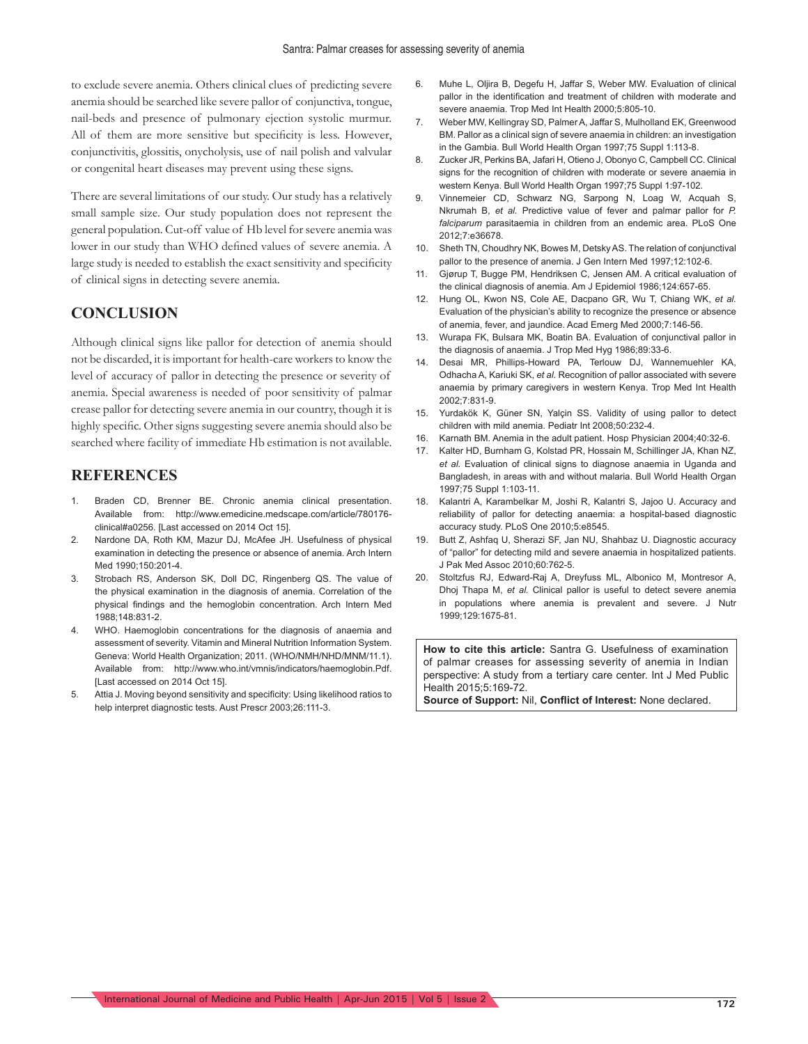to exclude severe anemia. Others clinical clues of predicting severe anemia should be searched like severe pallor of conjunctiva, tongue, nail-beds and presence of pulmonary ejection systolic murmur. All of them are more sensitive but specificity is less. However, conjunctivitis, glossitis, onycholysis, use of nail polish and valvular or congenital heart diseases may prevent using these signs.

There are several limitations of our study. Our study has a relatively small sample size. Our study population does not represent the general population. Cut-off value of Hb level for severe anemia was lower in our study than WHO defined values of severe anemia. A large study is needed to establish the exact sensitivity and specificity of clinical signs in detecting severe anemia.

## CONCLUSION

Although clinical signs like pallor for detection of anemia should not be discarded, it is important for health-care workers to know the level of accuracy of pallor in detecting the presence or severity of anemia. Special awareness is needed of poor sensitivity of palmar crease pallor for detecting severe anemia in our country, though it is highly specific. Other signs suggesting severe anemia should also be searched where facility of immediate Hb estimation is not available.

## REFERENCES

1. Braden CD, Brenner BE. Chronic anemia clinical presentation. Available from: http://www.emedicine.medscape.com/article/780176-clinical#a0256. [Last accessed on 2014 Oct 15].
2. Nardone DA, Roth KM, Mazur DJ, McAfee JH. Usefulness of physical examination in detecting the presence or absence of anemia. Arch Intern Med 1990;150:201-4.
3. Strobach RS, Anderson SK, Doll DC, Ringenberg QS. The value of the physical examination in the diagnosis of anemia. Correlation of the physical findings and the hemoglobin concentration. Arch Intern Med 1988;148:831-2.
4. WHO. Haemoglobin concentrations for the diagnosis of anaemia and assessment of severity. Vitamin and Mineral Nutrition Information System. Geneva: World Health Organization; 2011. (WHO/NMH/NHD/MNM/11.1). Available from: http://www.who.int/vmnis/indicators/haemoglobin.Pdf. [Last accessed on 2014 Oct 15].
5. Attia J. Moving beyond sensitivity and specificity: Using likelihood ratios to help interpret diagnostic tests. Aust Prescr 2003;26:111-3.
6. Muhe L, Oljira B, Degefu H, Jaffar S, Weber MW. Evaluation of clinical pallor in the identification and treatment of children with moderate and severe anaemia. Trop Med Int Health 2000;5:805-10.
7. Weber MW, Kellingray SD, Palmer A, Jaffar S, Mulholland EK, Greenwood BM. Pallor as a clinical sign of severe anaemia in children: an investigation in the Gambia. Bull World Health Organ 1997;75 Suppl 1:113-8.
8. Zucker JR, Perkins BA, Jafari H, Otieno J, Obonyo C, Campbell CC. Clinical signs for the recognition of children with moderate or severe anaemia in western Kenya. Bull World Health Organ 1997;75 Suppl 1:97-102.
9. Vinnemeier CD, Schwarz NG, Sarpong N, Loag W, Acquah S, Nkrumah B, *et al.* Predictive value of fever and palmar pallor for *P. falciparum* parasitaemia in children from an endemic area. PLoS One 2012;7:e36678.
10. Sheth TN, Choudhry NK, Bowes M, Detsky AS. The relation of conjunctival pallor to the presence of anemia. J Gen Intern Med 1997;12:102-6.
11. Gjørup T, Bugge PM, Hendriksen C, Jensen AM. A critical evaluation of the clinical diagnosis of anemia. Am J Epidemiol 1986;124:657-65.
12. Hung OL, Kwon NS, Cole AE, Dacpano GR, Wu T, Chiang WK, *et al.* Evaluation of the physician's ability to recognize the presence or absence of anemia, fever, and jaundice. Acad Emerg Med 2000;7:146-56.
13. Wurapa FK, Bulsara MK, Boatin BA. Evaluation of conjunctival pallor in the diagnosis of anaemia. J Trop Med Hyg 1986;89:33-6.
14. Desai MR, Phillips-Howard PA, Terlouw DJ, Wannemuehler KA, Odhacha A, Kariuki SK, *et al.* Recognition of pallor associated with severe anaemia by primary caregivers in western Kenya. Trop Med Int Health 2002;7:831-9.
15. Yurdakök K, Güner SN, Yalçin SS. Validity of using pallor to detect children with mild anemia. Pediatr Int 2008;50:232-4.
16. Karnath BM. Anemia in the adult patient. Hosp Physician 2004;40:32-6.
17. Kalter HD, Burnham G, Kolstad PR, Hossain M, Schillinger JA, Khan NZ, *et al.* Evaluation of clinical signs to diagnose anaemia in Uganda and Bangladesh, in areas with and without malaria. Bull World Health Organ 1997;75 Suppl 1:103-11.
18. Kalantri A, Karambelkar M, Joshi R, Kalantri S, Jajoo U. Accuracy and reliability of pallor for detecting anaemia: a hospital-based diagnostic accuracy study. PLoS One 2010;5:e8545.
19. Butt Z, Ashfaq U, Sherazi SF, Jan NU, Shahbaz U. Diagnostic accuracy of "pallor" for detecting mild and severe anaemia in hospitalized patients. J Pak Med Assoc 2010;60:762-5.
20. Stoltzfus RJ, Edward-Raj A, Dreyfuss ML, Albonico M, Montresor A, Dhoj Thapa M, *et al.* Clinical pallor is useful to detect severe anemia in populations where anemia is prevalent and severe. J Nutr 1999;129:1675-81.

**How to cite this article:** Santra G. Usefulness of examination of palmar creases for assessing severity of anemia in Indian perspective: A study from a tertiary care center. Int J Med Public Health 2015;5:169-72.
**Source of Support:** Nil, **Conflict of Interest:** None declared.